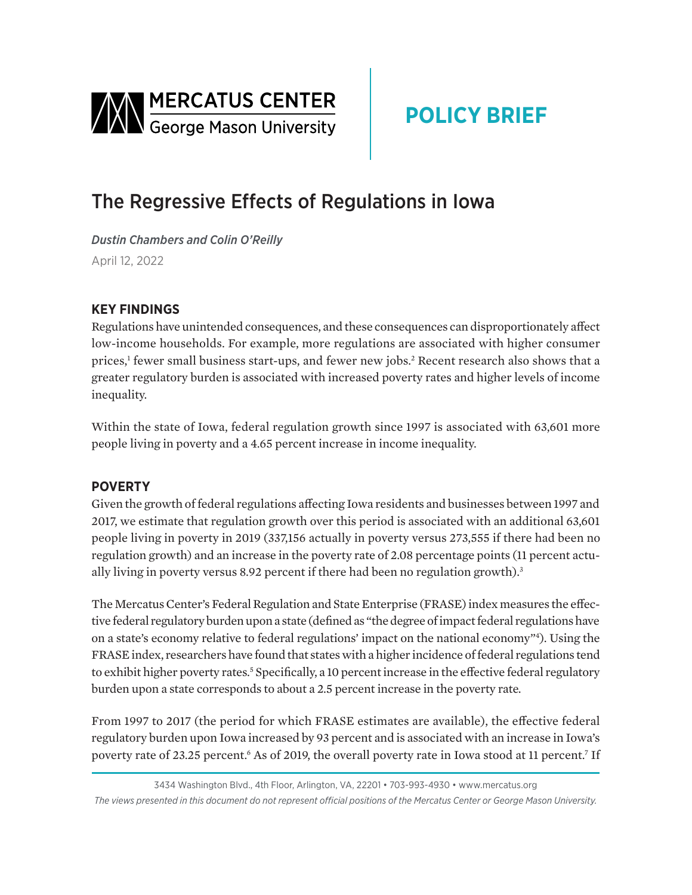MERCATUS CENTER
George Mason University

POLICY BRIEF

# The Regressive Effects of Regulations in Iowa

*Dustin Chambers and Colin O'Reilly*

April 12, 2022

## KEY FINDINGS

Regulations have unintended consequences, and these consequences can disproportionately affect low-income households. For example, more regulations are associated with higher consumer prices,[1] fewer small business start-ups, and fewer new jobs.[2] Recent research also shows that a greater regulatory burden is associated with increased poverty rates and higher levels of income inequality.

Within the state of Iowa, federal regulation growth since 1997 is associated with 63,601 more people living in poverty and a 4.65 percent increase in income inequality.

## POVERTY

Given the growth of federal regulations affecting Iowa residents and businesses between 1997 and 2017, we estimate that regulation growth over this period is associated with an additional 63,601 people living in poverty in 2019 (337,156 actually in poverty versus 273,555 if there had been no regulation growth) and an increase in the poverty rate of 2.08 percentage points (11 percent actually living in poverty versus 8.92 percent if there had been no regulation growth).[3]

The Mercatus Center's Federal Regulation and State Enterprise (FRASE) index measures the effective federal regulatory burden upon a state (defined as "the degree of impact federal regulations have on a state's economy relative to federal regulations' impact on the national economy"[4]). Using the FRASE index, researchers have found that states with a higher incidence of federal regulations tend to exhibit higher poverty rates.[5] Specifically, a 10 percent increase in the effective federal regulatory burden upon a state corresponds to about a 2.5 percent increase in the poverty rate.

From 1997 to 2017 (the period for which FRASE estimates are available), the effective federal regulatory burden upon Iowa increased by 93 percent and is associated with an increase in Iowa's poverty rate of 23.25 percent.[6] As of 2019, the overall poverty rate in Iowa stood at 11 percent.[7] If

3434 Washington Blvd., 4th Floor, Arlington, VA, 22201 • 703-993-4930 • www.mercatus.org

*The views presented in this document do not represent official positions of the Mercatus Center or George Mason University.*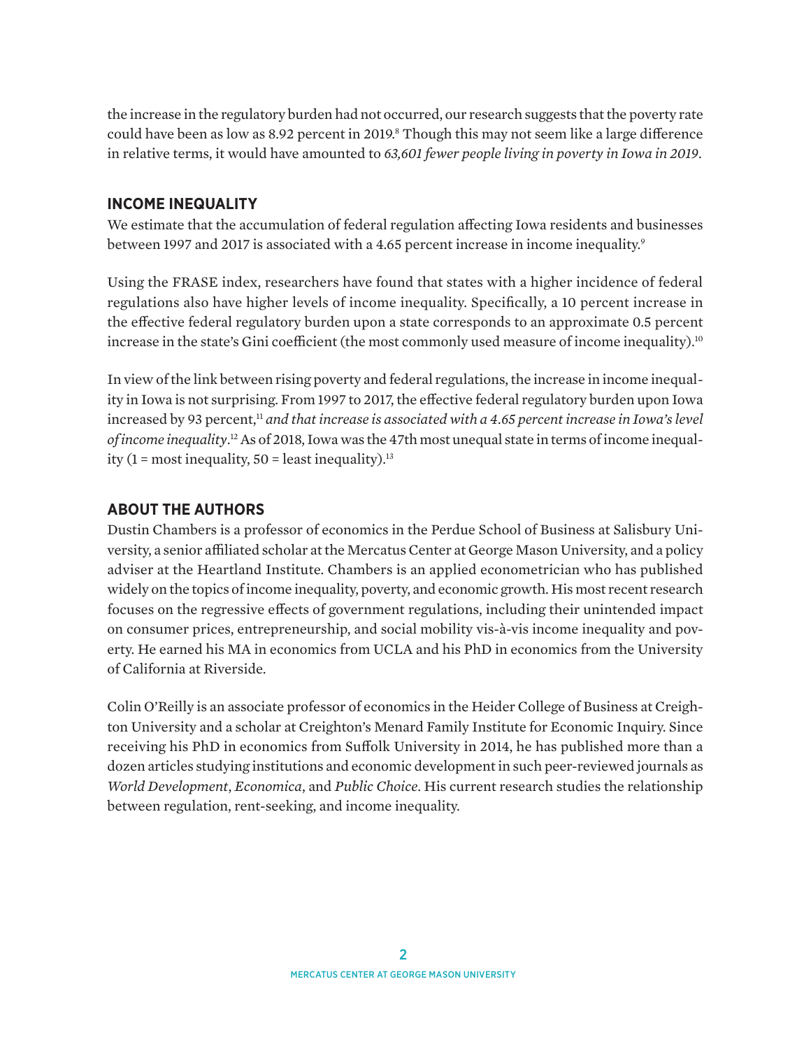the increase in the regulatory burden had not occurred, our research suggests that the poverty rate could have been as low as 8.92 percent in 2019.[8] Though this may not seem like a large difference in relative terms, it would have amounted to *63,601 fewer people living in poverty in Iowa in 2019*.

## INCOME INEQUALITY

We estimate that the accumulation of federal regulation affecting Iowa residents and businesses between 1997 and 2017 is associated with a 4.65 percent increase in income inequality.[9]

Using the FRASE index, researchers have found that states with a higher incidence of federal regulations also have higher levels of income inequality. Specifically, a 10 percent increase in the effective federal regulatory burden upon a state corresponds to an approximate 0.5 percent increase in the state's Gini coefficient (the most commonly used measure of income inequality).[10]

In view of the link between rising poverty and federal regulations, the increase in income inequality in Iowa is not surprising. From 1997 to 2017, the effective federal regulatory burden upon Iowa increased by 93 percent,[11] *and that increase is associated with a 4.65 percent increase in Iowa's level of income inequality*.[12] As of 2018, Iowa was the 47th most unequal state in terms of income inequality (1 = most inequality, 50 = least inequality).[13]

## ABOUT THE AUTHORS

Dustin Chambers is a professor of economics in the Perdue School of Business at Salisbury University, a senior affiliated scholar at the Mercatus Center at George Mason University, and a policy adviser at the Heartland Institute. Chambers is an applied econometrician who has published widely on the topics of income inequality, poverty, and economic growth. His most recent research focuses on the regressive effects of government regulations, including their unintended impact on consumer prices, entrepreneurship, and social mobility vis-à-vis income inequality and poverty. He earned his MA in economics from UCLA and his PhD in economics from the University of California at Riverside.

Colin O'Reilly is an associate professor of economics in the Heider College of Business at Creighton University and a scholar at Creighton's Menard Family Institute for Economic Inquiry. Since receiving his PhD in economics from Suffolk University in 2014, he has published more than a dozen articles studying institutions and economic development in such peer-reviewed journals as *World Development*, *Economica*, and *Public Choice*. His current research studies the relationship between regulation, rent-seeking, and income inequality.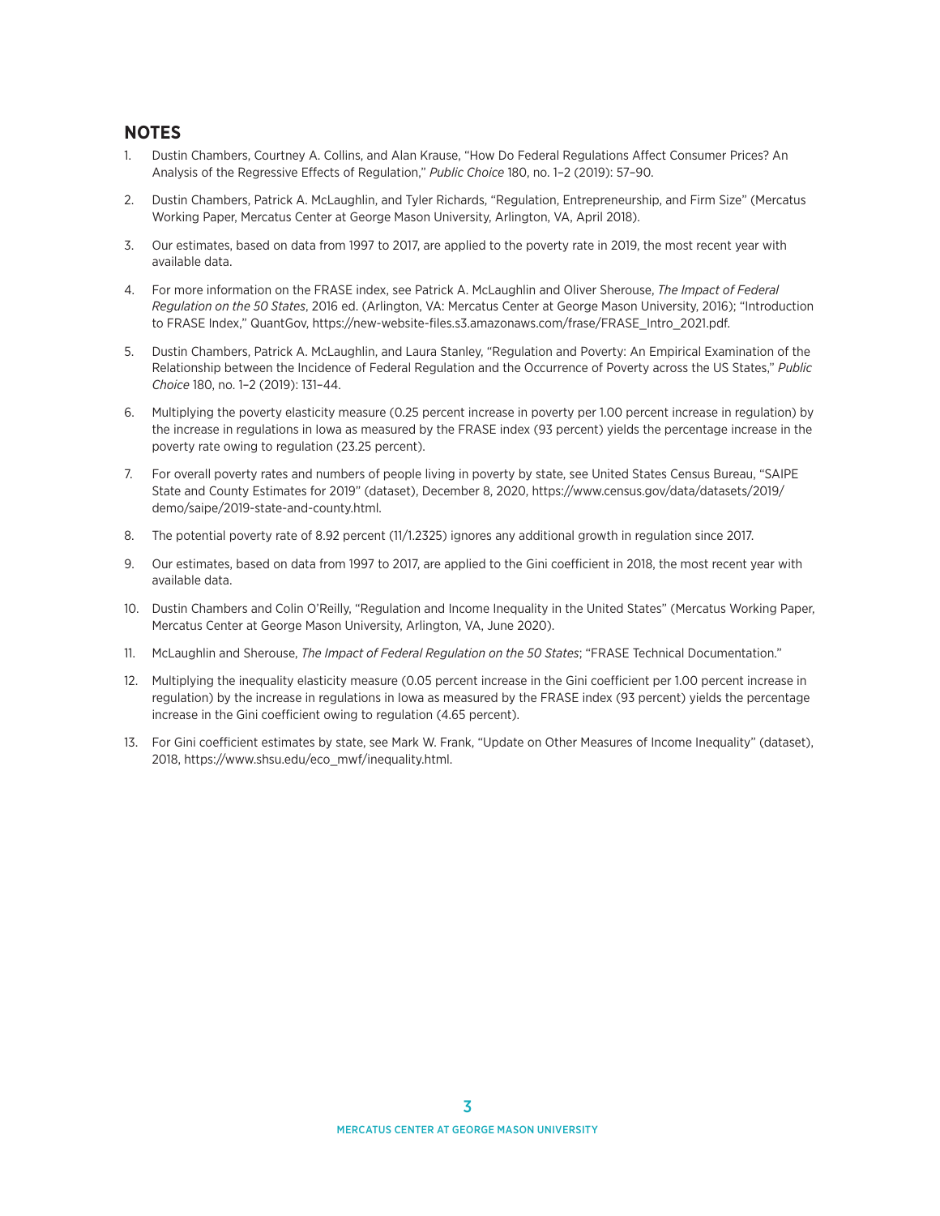## NOTES

1. Dustin Chambers, Courtney A. Collins, and Alan Krause, "How Do Federal Regulations Affect Consumer Prices? An Analysis of the Regressive Effects of Regulation," *Public Choice* 180, no. 1–2 (2019): 57–90.

2. Dustin Chambers, Patrick A. McLaughlin, and Tyler Richards, "Regulation, Entrepreneurship, and Firm Size" (Mercatus Working Paper, Mercatus Center at George Mason University, Arlington, VA, April 2018).

3. Our estimates, based on data from 1997 to 2017, are applied to the poverty rate in 2019, the most recent year with available data.

4. For more information on the FRASE index, see Patrick A. McLaughlin and Oliver Sherouse, *The Impact of Federal Regulation on the 50 States*, 2016 ed. (Arlington, VA: Mercatus Center at George Mason University, 2016); "Introduction to FRASE Index," QuantGov, https://new-website-files.s3.amazonaws.com/frase/FRASE_Intro_2021.pdf.

5. Dustin Chambers, Patrick A. McLaughlin, and Laura Stanley, "Regulation and Poverty: An Empirical Examination of the Relationship between the Incidence of Federal Regulation and the Occurrence of Poverty across the US States," *Public Choice* 180, no. 1–2 (2019): 131–44.

6. Multiplying the poverty elasticity measure (0.25 percent increase in poverty per 1.00 percent increase in regulation) by the increase in regulations in Iowa as measured by the FRASE index (93 percent) yields the percentage increase in the poverty rate owing to regulation (23.25 percent).

7. For overall poverty rates and numbers of people living in poverty by state, see United States Census Bureau, "SAIPE State and County Estimates for 2019" (dataset), December 8, 2020, https://www.census.gov/data/datasets/2019/demo/saipe/2019-state-and-county.html.

8. The potential poverty rate of 8.92 percent (11/1.2325) ignores any additional growth in regulation since 2017.

9. Our estimates, based on data from 1997 to 2017, are applied to the Gini coefficient in 2018, the most recent year with available data.

10. Dustin Chambers and Colin O'Reilly, "Regulation and Income Inequality in the United States" (Mercatus Working Paper, Mercatus Center at George Mason University, Arlington, VA, June 2020).

11. McLaughlin and Sherouse, *The Impact of Federal Regulation on the 50 States*; "FRASE Technical Documentation."

12. Multiplying the inequality elasticity measure (0.05 percent increase in the Gini coefficient per 1.00 percent increase in regulation) by the increase in regulations in Iowa as measured by the FRASE index (93 percent) yields the percentage increase in the Gini coefficient owing to regulation (4.65 percent).

13. For Gini coefficient estimates by state, see Mark W. Frank, "Update on Other Measures of Income Inequality" (dataset), 2018, https://www.shsu.edu/eco_mwf/inequality.html.